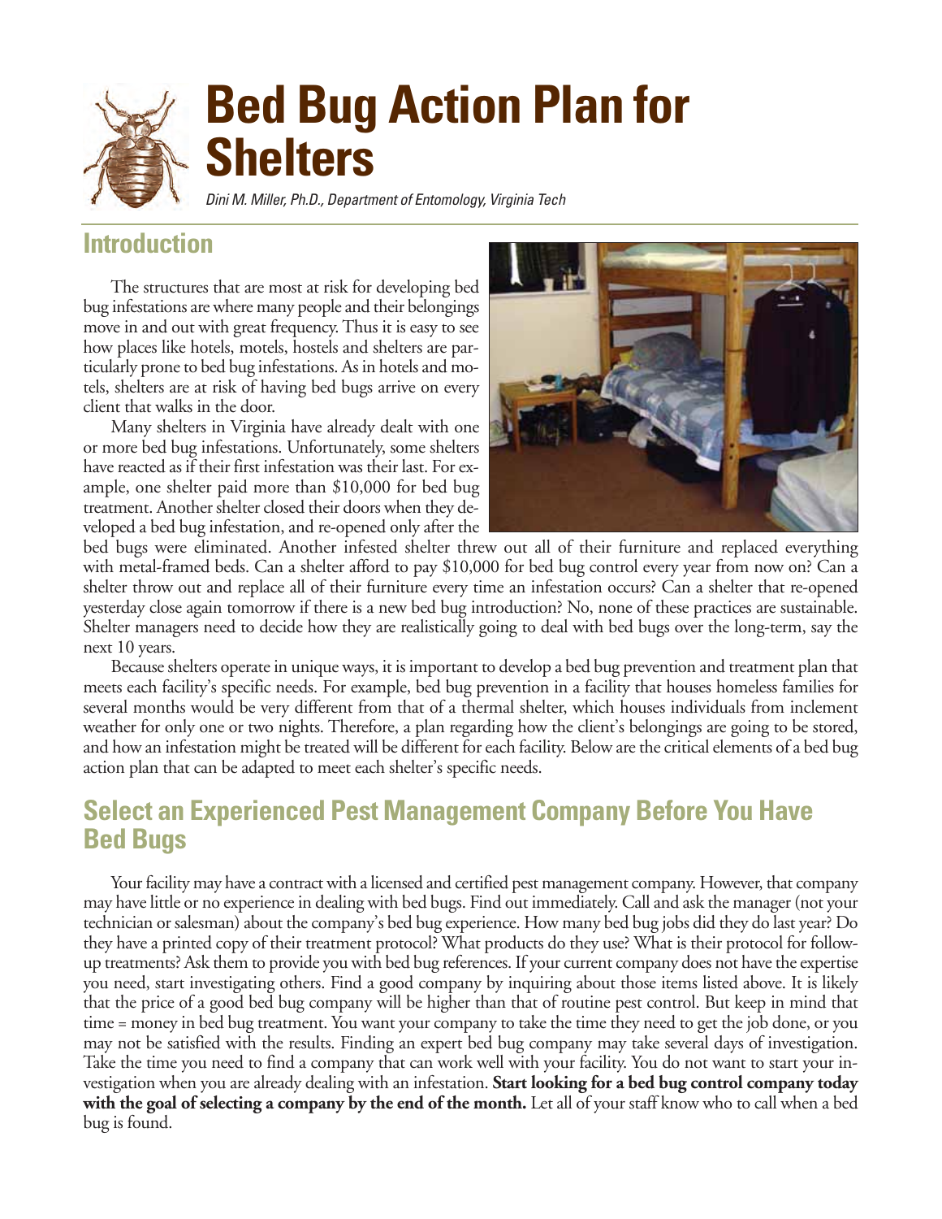# Bed Bug Action Plan for Shelters

*Dini M. Miller, Ph.D., Department of Entomology, Virginia Tech*

## Introduction

The structures that are most at risk for developing bed bug infestations are where many people and their belongings move in and out with great frequency. Thus it is easy to see how places like hotels, motels, hostels and shelters are particularly prone to bed bug infestations. As in hotels and motels, shelters are at risk of having bed bugs arrive on every client that walks in the door.

Many shelters in Virginia have already dealt with one or more bed bug infestations. Unfortunately, some shelters have reacted as if their first infestation was their last. For example, one shelter paid more than $10,000 for bed bug treatment. Another shelter closed their doors when they developed a bed bug infestation, and re-opened only after the bed bugs were eliminated. Another infested shelter threw out all of their furniture and replaced everything with metal-framed beds. Can a shelter afford to pay $10,000 for bed bug control every year from now on? Can a shelter throw out and replace all of their furniture every time an infestation occurs? Can a shelter that re-opened yesterday close again tomorrow if there is a new bed bug introduction? No, none of these practices are sustainable. Shelter managers need to decide how they are realistically going to deal with bed bugs over the long-term, say the next 10 years.

Because shelters operate in unique ways, it is important to develop a bed bug prevention and treatment plan that meets each facility's specific needs. For example, bed bug prevention in a facility that houses homeless families for several months would be very different from that of a thermal shelter, which houses individuals from inclement weather for only one or two nights. Therefore, a plan regarding how the client's belongings are going to be stored, and how an infestation might be treated will be different for each facility. Below are the critical elements of a bed bug action plan that can be adapted to meet each shelter's specific needs.

## Select an Experienced Pest Management Company Before You Have Bed Bugs

Your facility may have a contract with a licensed and certified pest management company. However, that company may have little or no experience in dealing with bed bugs. Find out immediately. Call and ask the manager (not your technician or salesman) about the company's bed bug experience. How many bed bug jobs did they do last year? Do they have a printed copy of their treatment protocol? What products do they use? What is their protocol for follow-up treatments? Ask them to provide you with bed bug references. If your current company does not have the expertise you need, start investigating others. Find a good company by inquiring about those items listed above. It is likely that the price of a good bed bug company will be higher than that of routine pest control. But keep in mind that time = money in bed bug treatment. You want your company to take the time they need to get the job done, or you may not be satisfied with the results. Finding an expert bed bug company may take several days of investigation. Take the time you need to find a company that can work well with your facility. You do not want to start your investigation when you are already dealing with an infestation. **Start looking for a bed bug control company today with the goal of selecting a company by the end of the month.** Let all of your staff know who to call when a bed bug is found.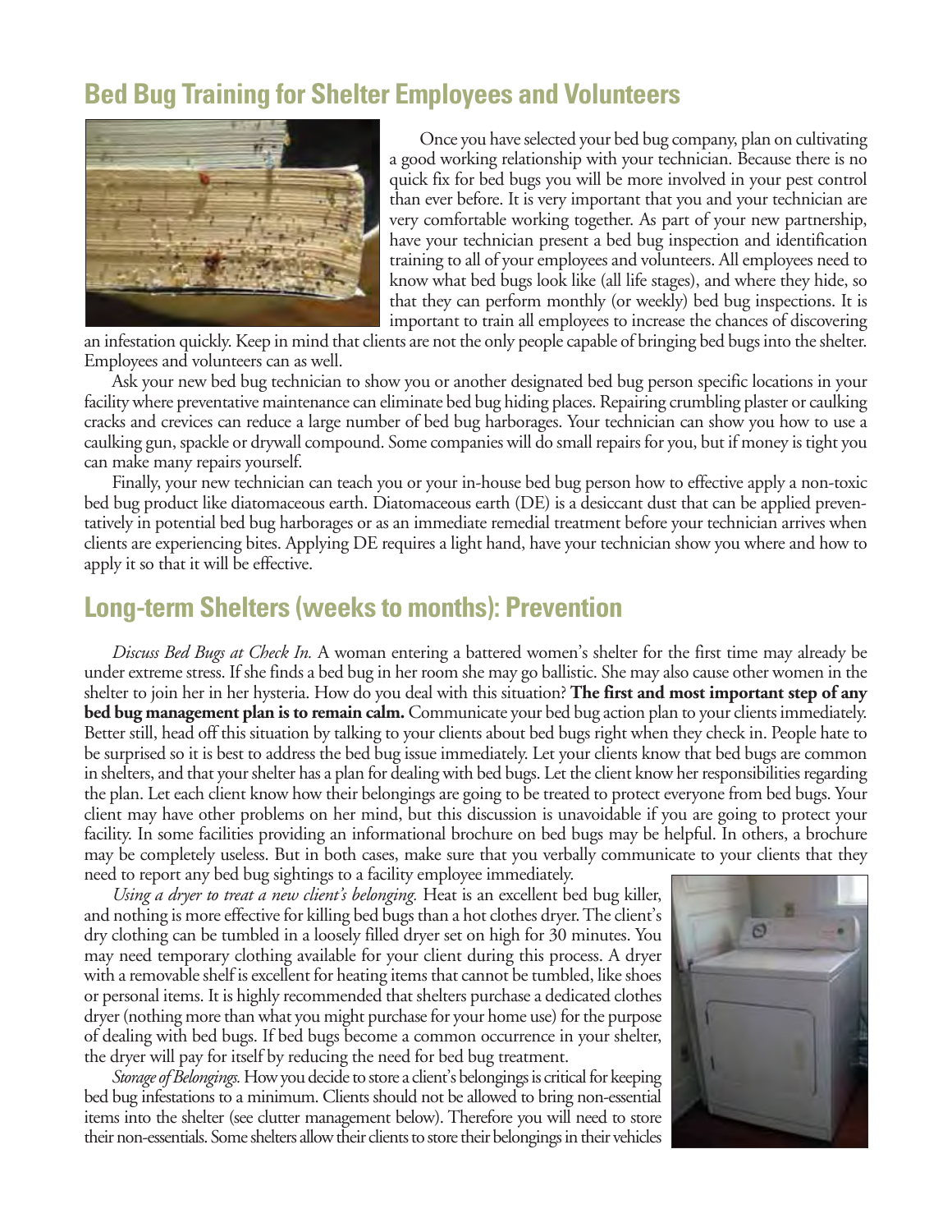## Bed Bug Training for Shelter Employees and Volunteers

Once you have selected your bed bug company, plan on cultivating a good working relationship with your technician. Because there is no quick fix for bed bugs you will be more involved in your pest control than ever before. It is very important that you and your technician are very comfortable working together. As part of your new partnership, have your technician present a bed bug inspection and identification training to all of your employees and volunteers. All employees need to know what bed bugs look like (all life stages), and where they hide, so that they can perform monthly (or weekly) bed bug inspections. It is important to train all employees to increase the chances of discovering an infestation quickly. Keep in mind that clients are not the only people capable of bringing bed bugs into the shelter. Employees and volunteers can as well.

Ask your new bed bug technician to show you or another designated bed bug person specific locations in your facility where preventative maintenance can eliminate bed bug hiding places. Repairing crumbling plaster or caulking cracks and crevices can reduce a large number of bed bug harborages. Your technician can show you how to use a caulking gun, spackle or drywall compound. Some companies will do small repairs for you, but if money is tight you can make many repairs yourself.

Finally, your new technician can teach you or your in-house bed bug person how to effective apply a non-toxic bed bug product like diatomaceous earth. Diatomaceous earth (DE) is a desiccant dust that can be applied preventatively in potential bed bug harborages or as an immediate remedial treatment before your technician arrives when clients are experiencing bites. Applying DE requires a light hand, have your technician show you where and how to apply it so that it will be effective.

## Long-term Shelters (weeks to months): Prevention

*Discuss Bed Bugs at Check In.* A woman entering a battered women's shelter for the first time may already be under extreme stress. If she finds a bed bug in her room she may go ballistic. She may also cause other women in the shelter to join her in her hysteria. How do you deal with this situation? **The first and most important step of any bed bug management plan is to remain calm.** Communicate your bed bug action plan to your clients immediately. Better still, head off this situation by talking to your clients about bed bugs right when they check in. People hate to be surprised so it is best to address the bed bug issue immediately. Let your clients know that bed bugs are common in shelters, and that your shelter has a plan for dealing with bed bugs. Let the client know her responsibilities regarding the plan. Let each client know how their belongings are going to be treated to protect everyone from bed bugs. Your client may have other problems on her mind, but this discussion is unavoidable if you are going to protect your facility. In some facilities providing an informational brochure on bed bugs may be helpful. In others, a brochure may be completely useless. But in both cases, make sure that you verbally communicate to your clients that they need to report any bed bug sightings to a facility employee immediately.

*Using a dryer to treat a new client's belonging.* Heat is an excellent bed bug killer, and nothing is more effective for killing bed bugs than a hot clothes dryer. The client's dry clothing can be tumbled in a loosely filled dryer set on high for 30 minutes. You may need temporary clothing available for your client during this process. A dryer with a removable shelf is excellent for heating items that cannot be tumbled, like shoes or personal items. It is highly recommended that shelters purchase a dedicated clothes dryer (nothing more than what you might purchase for your home use) for the purpose of dealing with bed bugs. If bed bugs become a common occurrence in your shelter, the dryer will pay for itself by reducing the need for bed bug treatment.

*Storage of Belongings.* How you decide to store a client's belongings is critical for keeping bed bug infestations to a minimum. Clients should not be allowed to bring non-essential items into the shelter (see clutter management below). Therefore you will need to store their non-essentials. Some shelters allow their clients to store their belongings in their vehicles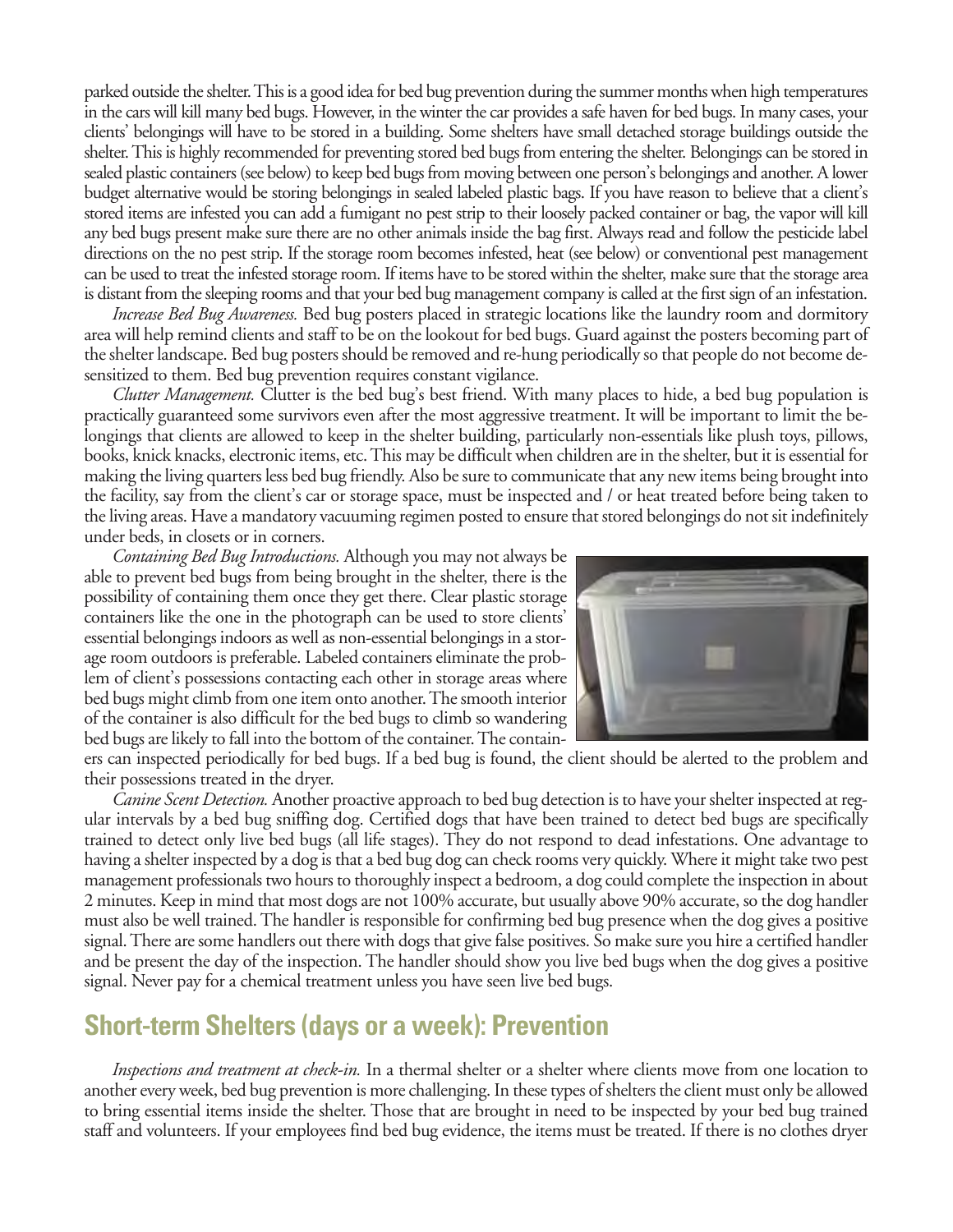parked outside the shelter. This is a good idea for bed bug prevention during the summer months when high temperatures in the cars will kill many bed bugs. However, in the winter the car provides a safe haven for bed bugs. In many cases, your clients' belongings will have to be stored in a building. Some shelters have small detached storage buildings outside the shelter. This is highly recommended for preventing stored bed bugs from entering the shelter. Belongings can be stored in sealed plastic containers (see below) to keep bed bugs from moving between one person's belongings and another. A lower budget alternative would be storing belongings in sealed labeled plastic bags. If you have reason to believe that a client's stored items are infested you can add a fumigant no pest strip to their loosely packed container or bag, the vapor will kill any bed bugs present make sure there are no other animals inside the bag first. Always read and follow the pesticide label directions on the no pest strip. If the storage room becomes infested, heat (see below) or conventional pest management can be used to treat the infested storage room. If items have to be stored within the shelter, make sure that the storage area is distant from the sleeping rooms and that your bed bug management company is called at the first sign of an infestation.

*Increase Bed Bug Awareness.* Bed bug posters placed in strategic locations like the laundry room and dormitory area will help remind clients and staff to be on the lookout for bed bugs. Guard against the posters becoming part of the shelter landscape. Bed bug posters should be removed and re-hung periodically so that people do not become desensitized to them. Bed bug prevention requires constant vigilance.

*Clutter Management.* Clutter is the bed bug's best friend. With many places to hide, a bed bug population is practically guaranteed some survivors even after the most aggressive treatment. It will be important to limit the belongings that clients are allowed to keep in the shelter building, particularly non-essentials like plush toys, pillows, books, knick knacks, electronic items, etc. This may be difficult when children are in the shelter, but it is essential for making the living quarters less bed bug friendly. Also be sure to communicate that any new items being brought into the facility, say from the client's car or storage space, must be inspected and / or heat treated before being taken to the living areas. Have a mandatory vacuuming regimen posted to ensure that stored belongings do not sit indefinitely under beds, in closets or in corners.

*Containing Bed Bug Introductions.* Although you may not always be able to prevent bed bugs from being brought in the shelter, there is the possibility of containing them once they get there. Clear plastic storage containers like the one in the photograph can be used to store clients' essential belongings indoors as well as non-essential belongings in a storage room outdoors is preferable. Labeled containers eliminate the problem of client's possessions contacting each other in storage areas where bed bugs might climb from one item onto another. The smooth interior of the container is also difficult for the bed bugs to climb so wandering bed bugs are likely to fall into the bottom of the container. The containers can inspected periodically for bed bugs. If a bed bug is found, the client should be alerted to the problem and their possessions treated in the dryer.

*Canine Scent Detection.* Another proactive approach to bed bug detection is to have your shelter inspected at regular intervals by a bed bug sniffing dog. Certified dogs that have been trained to detect bed bugs are specifically trained to detect only live bed bugs (all life stages). They do not respond to dead infestations. One advantage to having a shelter inspected by a dog is that a bed bug dog can check rooms very quickly. Where it might take two pest management professionals two hours to thoroughly inspect a bedroom, a dog could complete the inspection in about 2 minutes. Keep in mind that most dogs are not 100% accurate, but usually above 90% accurate, so the dog handler must also be well trained. The handler is responsible for confirming bed bug presence when the dog gives a positive signal. There are some handlers out there with dogs that give false positives. So make sure you hire a certified handler and be present the day of the inspection. The handler should show you live bed bugs when the dog gives a positive signal. Never pay for a chemical treatment unless you have seen live bed bugs.

## Short-term Shelters (days or a week): Prevention

*Inspections and treatment at check-in.* In a thermal shelter or a shelter where clients move from one location to another every week, bed bug prevention is more challenging. In these types of shelters the client must only be allowed to bring essential items inside the shelter. Those that are brought in need to be inspected by your bed bug trained staff and volunteers. If your employees find bed bug evidence, the items must be treated. If there is no clothes dryer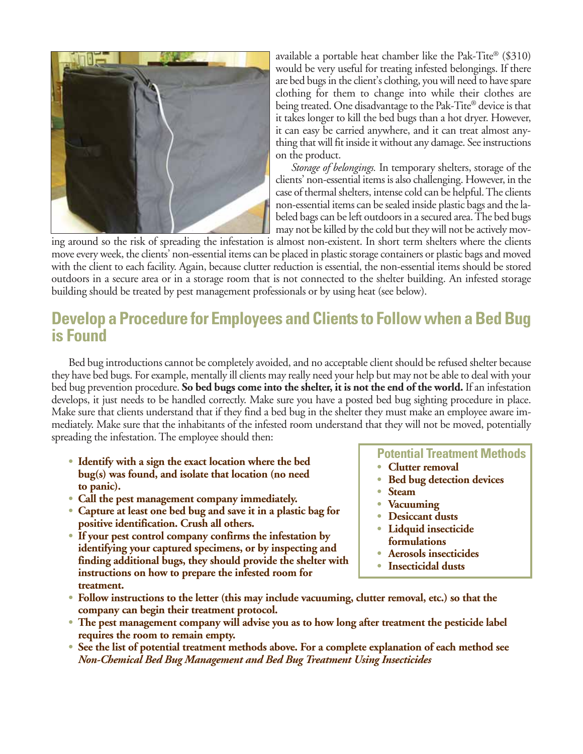available a portable heat chamber like the Pak-Tite® ($310) would be very useful for treating infested belongings. If there are bed bugs in the client's clothing, you will need to have spare clothing for them to change into while their clothes are being treated. One disadvantage to the Pak-Tite® device is that it takes longer to kill the bed bugs than a hot dryer. However, it can easy be carried anywhere, and it can treat almost anything that will fit inside it without any damage. See instructions on the product.

*Storage of belongings.* In temporary shelters, storage of the clients' non-essential items is also challenging. However, in the case of thermal shelters, intense cold can be helpful. The clients non-essential items can be sealed inside plastic bags and the labeled bags can be left outdoors in a secured area. The bed bugs may not be killed by the cold but they will not be actively moving around so the risk of spreading the infestation is almost non-existent. In short term shelters where the clients move every week, the clients' non-essential items can be placed in plastic storage containers or plastic bags and moved with the client to each facility. Again, because clutter reduction is essential, the non-essential items should be stored outdoors in a secure area or in a storage room that is not connected to the shelter building. An infested storage building should be treated by pest management professionals or by using heat (see below).

## Develop a Procedure for Employees and Clients to Follow when a Bed Bug is Found

Bed bug introductions cannot be completely avoided, and no acceptable client should be refused shelter because they have bed bugs. For example, mentally ill clients may really need your help but may not be able to deal with your bed bug prevention procedure. **So bed bugs come into the shelter, it is not the end of the world.** If an infestation develops, it just needs to be handled correctly. Make sure you have a posted bed bug sighting procedure in place. Make sure that clients understand that if they find a bed bug in the shelter they must make an employee aware immediately. Make sure that the inhabitants of the infested room understand that they will not be moved, potentially spreading the infestation. The employee should then:

- **Identify with a sign the exact location where the bed bug(s) was found, and isolate that location (no need to panic).**
- **Call the pest management company immediately.**
- **Capture at least one bed bug and save it in a plastic bag for positive identification. Crush all others.**
- **If your pest control company confirms the infestation by identifying your captured specimens, or by inspecting and finding additional bugs, they should provide the shelter with instructions on how to prepare the infested room for treatment.**
- **Follow instructions to the letter (this may include vacuuming, clutter removal, etc.) so that the company can begin their treatment protocol.**
- **The pest management company will advise you as to how long after treatment the pesticide label requires the room to remain empty.**
- **See the list of potential treatment methods above. For a complete explanation of each method see *Non-Chemical Bed Bug Management and Bed Bug Treatment Using Insecticides***

### Potential Treatment Methods

- **Clutter removal**
- **Bed bug detection devices**
- **Steam**
- **Vacuuming**
- **Desiccant dusts**
- **Lidquid insecticide formulations**
- **Aerosols insecticides**
- **Insecticidal dusts**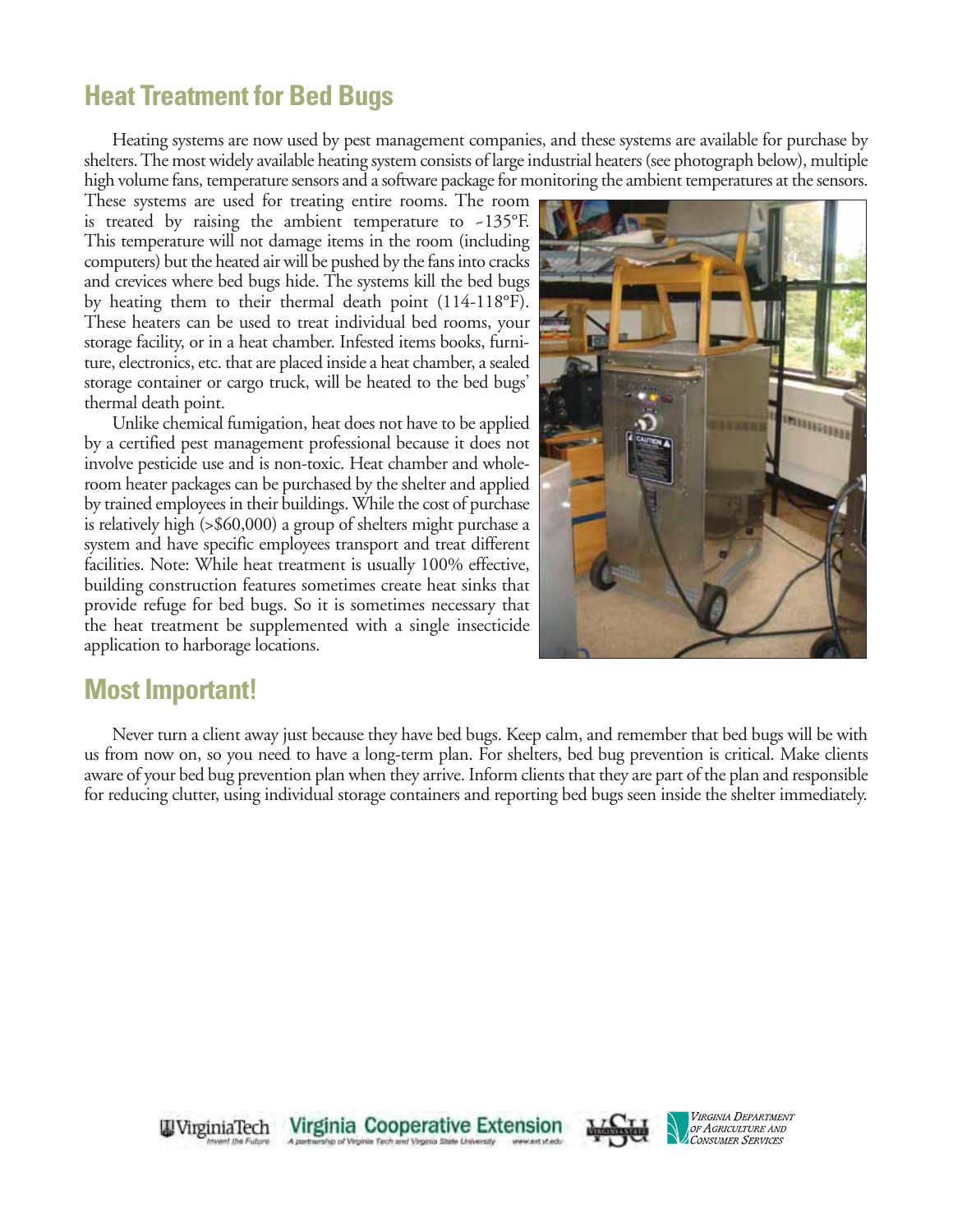## Heat Treatment for Bed Bugs

Heating systems are now used by pest management companies, and these systems are available for purchase by shelters. The most widely available heating system consists of large industrial heaters (see photograph below), multiple high volume fans, temperature sensors and a software package for monitoring the ambient temperatures at the sensors. These systems are used for treating entire rooms. The room is treated by raising the ambient temperature to ~135°F. This temperature will not damage items in the room (including computers) but the heated air will be pushed by the fans into cracks and crevices where bed bugs hide. The systems kill the bed bugs by heating them to their thermal death point (114-118°F). These heaters can be used to treat individual bed rooms, your storage facility, or in a heat chamber. Infested items books, furniture, electronics, etc. that are placed inside a heat chamber, a sealed storage container or cargo truck, will be heated to the bed bugs' thermal death point.

Unlike chemical fumigation, heat does not have to be applied by a certified pest management professional because it does not involve pesticide use and is non-toxic. Heat chamber and whole-room heater packages can be purchased by the shelter and applied by trained employees in their buildings. While the cost of purchase is relatively high (>$60,000) a group of shelters might purchase a system and have specific employees transport and treat different facilities. Note: While heat treatment is usually 100% effective, building construction features sometimes create heat sinks that provide refuge for bed bugs. So it is sometimes necessary that the heat treatment be supplemented with a single insecticide application to harborage locations.

## Most Important!

Never turn a client away just because they have bed bugs. Keep calm, and remember that bed bugs will be with us from now on, so you need to have a long-term plan. For shelters, bed bug prevention is critical. Make clients aware of your bed bug prevention plan when they arrive. Inform clients that they are part of the plan and responsible for reducing clutter, using individual storage containers and reporting bed bugs seen inside the shelter immediately.